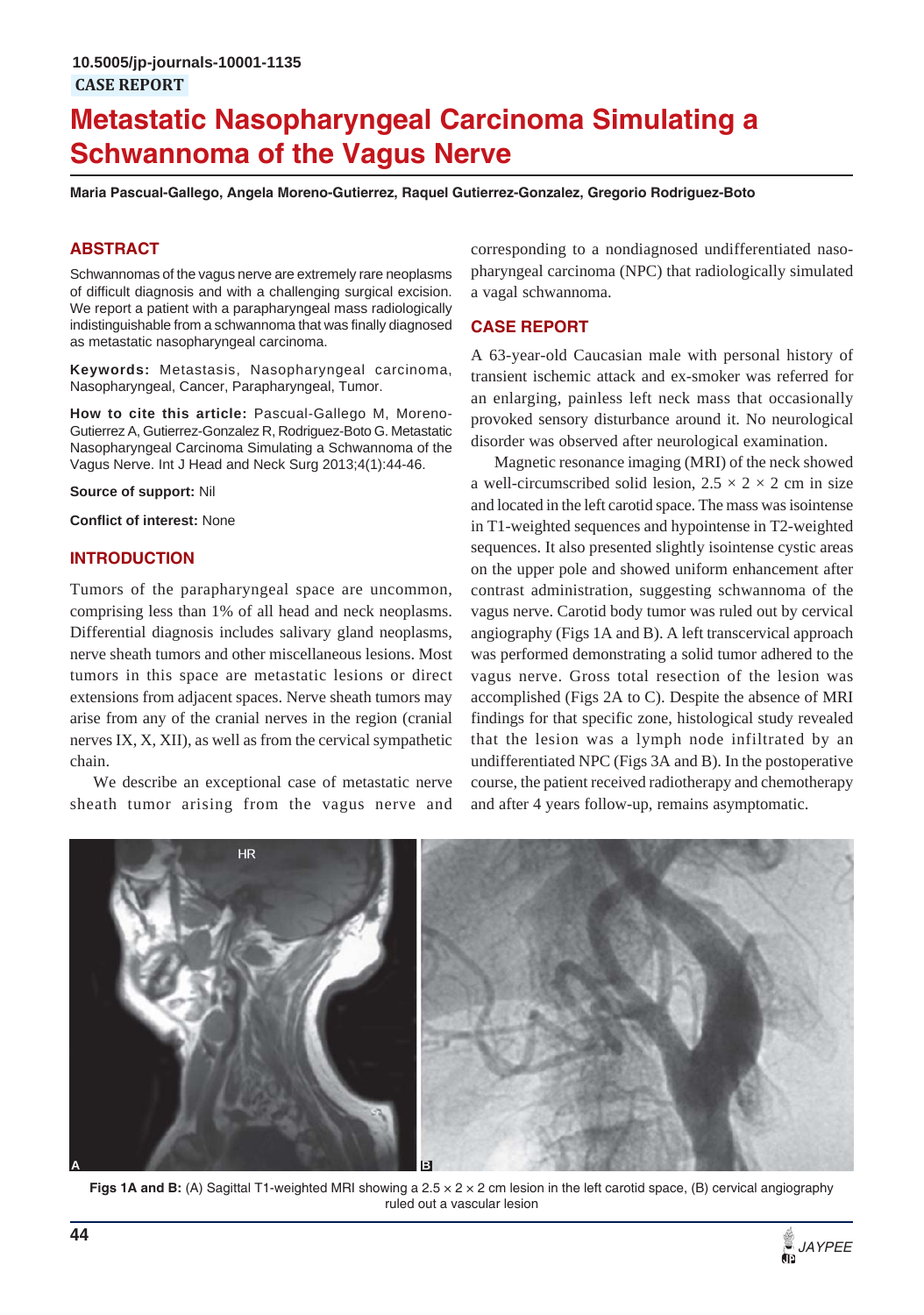10.5005/jp-journals-10001-1135

CASE REPORT

# Metastatic Nasopharyngeal Carcinoma Simulating a Schwannoma of the Vagus Nerve

**Maria Pascual-Gallego, Angela Moreno-Gutierrez, Raquel Gutierrez-Gonzalez, Gregorio Rodriguez-Boto**

## ABSTRACT

Schwannomas of the vagus nerve are extremely rare neoplasms of difficult diagnosis and with a challenging surgical excision. We report a patient with a parapharyngeal mass radiologically indistinguishable from a schwannoma that was finally diagnosed as metastatic nasopharyngeal carcinoma.

**Keywords:** Metastasis, Nasopharyngeal carcinoma, Nasopharyngeal, Cancer, Parapharyngeal, Tumor.

**How to cite this article:** Pascual-Gallego M, Moreno-Gutierrez A, Gutierrez-Gonzalez R, Rodriguez-Boto G. Metastatic Nasopharyngeal Carcinoma Simulating a Schwannoma of the Vagus Nerve. Int J Head and Neck Surg 2013;4(1):44-46.

**Source of support:** Nil

**Conflict of interest:** None

## INTRODUCTION

Tumors of the parapharyngeal space are uncommon, comprising less than 1% of all head and neck neoplasms. Differential diagnosis includes salivary gland neoplasms, nerve sheath tumors and other miscellaneous lesions. Most tumors in this space are metastatic lesions or direct extensions from adjacent spaces. Nerve sheath tumors may arise from any of the cranial nerves in the region (cranial nerves IX, X, XII), as well as from the cervical sympathetic chain.

We describe an exceptional case of metastatic nerve sheath tumor arising from the vagus nerve and corresponding to a nondiagnosed undifferentiated nasopharyngeal carcinoma (NPC) that radiologically simulated a vagal schwannoma.

## CASE REPORT

A 63-year-old Caucasian male with personal history of transient ischemic attack and ex-smoker was referred for an enlarging, painless left neck mass that occasionally provoked sensory disturbance around it. No neurological disorder was observed after neurological examination.

Magnetic resonance imaging (MRI) of the neck showed a well-circumscribed solid lesion, 2.5 × 2 × 2 cm in size and located in the left carotid space. The mass was isointense in T1-weighted sequences and hypointense in T2-weighted sequences. It also presented slightly isointense cystic areas on the upper pole and showed uniform enhancement after contrast administration, suggesting schwannoma of the vagus nerve. Carotid body tumor was ruled out by cervical angiography (Figs 1A and B). A left transcervical approach was performed demonstrating a solid tumor adhered to the vagus nerve. Gross total resection of the lesion was accomplished (Figs 2A to C). Despite the absence of MRI findings for that specific zone, histological study revealed that the lesion was a lymph node infiltrated by an undifferentiated NPC (Figs 3A and B). In the postoperative course, the patient received radiotherapy and chemotherapy and after 4 years follow-up, remains asymptomatic.

**Figs 1A and B:** (A) Sagittal T1-weighted MRI showing a 2.5 × 2 × 2 cm lesion in the left carotid space, (B) cervical angiography ruled out a vascular lesion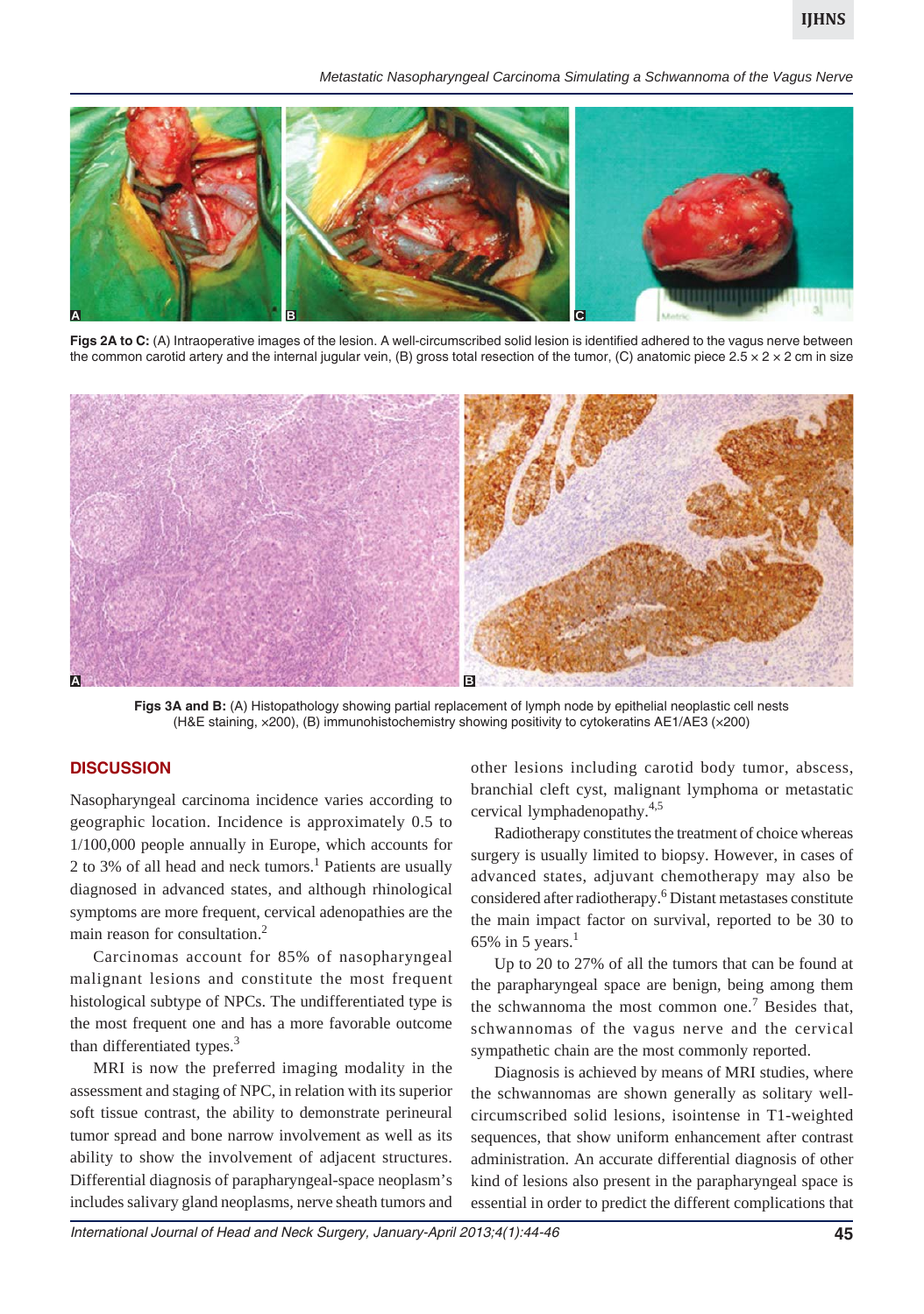**Figs 2A to C:** (A) Intraoperative images of the lesion. A well-circumscribed solid lesion is identified adhered to the vagus nerve between the common carotid artery and the internal jugular vein, (B) gross total resection of the tumor, (C) anatomic piece 2.5 × 2 × 2 cm in size

**Figs 3A and B:** (A) Histopathology showing partial replacement of lymph node by epithelial neoplastic cell nests (H&E staining, ×200), (B) immunohistochemistry showing positivity to cytokeratins AE1/AE3 (×200)

## DISCUSSION

Nasopharyngeal carcinoma incidence varies according to geographic location. Incidence is approximately 0.5 to 1/100,000 people annually in Europe, which accounts for 2 to 3% of all head and neck tumors.[1] Patients are usually diagnosed in advanced states, and although rhinological symptoms are more frequent, cervical adenopathies are the main reason for consultation.[2]

Carcinomas account for 85% of nasopharyngeal malignant lesions and constitute the most frequent histological subtype of NPCs. The undifferentiated type is the most frequent one and has a more favorable outcome than differentiated types.[3]

MRI is now the preferred imaging modality in the assessment and staging of NPC, in relation with its superior soft tissue contrast, the ability to demonstrate perineural tumor spread and bone narrow involvement as well as its ability to show the involvement of adjacent structures. Differential diagnosis of parapharyngeal-space neoplasm's includes salivary gland neoplasms, nerve sheath tumors and other lesions including carotid body tumor, abscess, branchial cleft cyst, malignant lymphoma or metastatic cervical lymphadenopathy.[4,5]

Radiotherapy constitutes the treatment of choice whereas surgery is usually limited to biopsy. However, in cases of advanced states, adjuvant chemotherapy may also be considered after radiotherapy.[6] Distant metastases constitute the main impact factor on survival, reported to be 30 to 65% in 5 years.[1]

Up to 20 to 27% of all the tumors that can be found at the parapharyngeal space are benign, being among them the schwannoma the most common one.[7] Besides that, schwannomas of the vagus nerve and the cervical sympathetic chain are the most commonly reported.

Diagnosis is achieved by means of MRI studies, where the schwannomas are shown generally as solitary well-circumscribed solid lesions, isointense in T1-weighted sequences, that show uniform enhancement after contrast administration. An accurate differential diagnosis of other kind of lesions also present in the parapharyngeal space is essential in order to predict the different complications that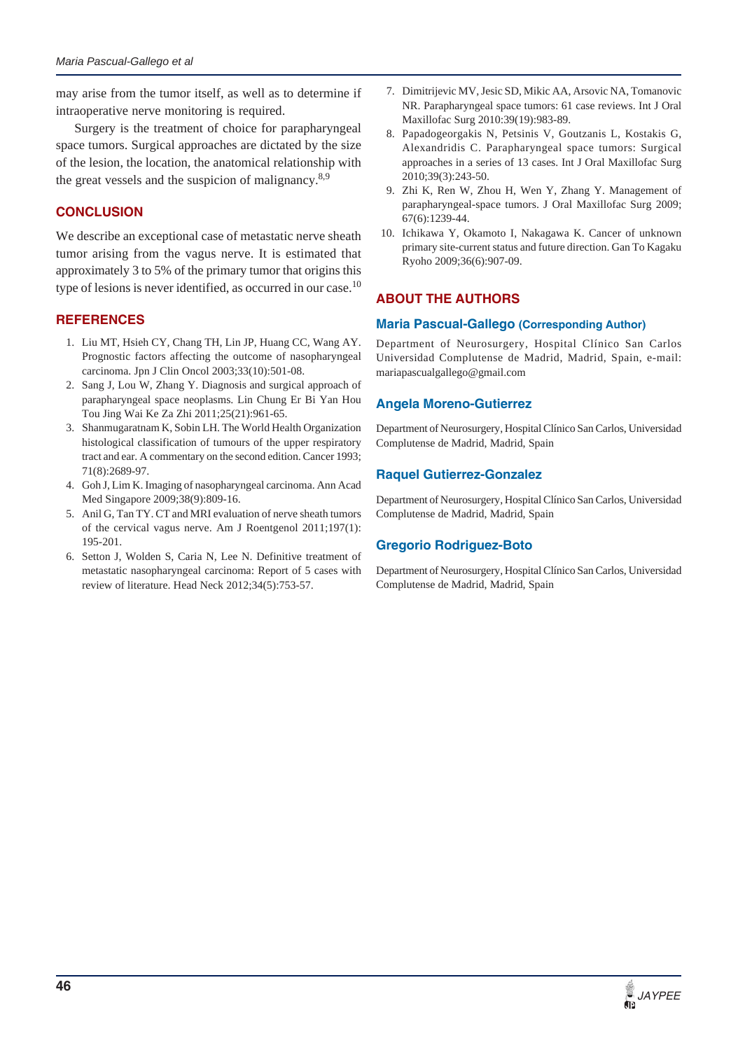may arise from the tumor itself, as well as to determine if intraoperative nerve monitoring is required.

Surgery is the treatment of choice for parapharyngeal space tumors. Surgical approaches are dictated by the size of the lesion, the location, the anatomical relationship with the great vessels and the suspicion of malignancy.[8,9]

## CONCLUSION

We describe an exceptional case of metastatic nerve sheath tumor arising from the vagus nerve. It is estimated that approximately 3 to 5% of the primary tumor that origins this type of lesions is never identified, as occurred in our case.[10]

## REFERENCES

1. Liu MT, Hsieh CY, Chang TH, Lin JP, Huang CC, Wang AY. Prognostic factors affecting the outcome of nasopharyngeal carcinoma. Jpn J Clin Oncol 2003;33(10):501-08.
2. Sang J, Lou W, Zhang Y. Diagnosis and surgical approach of parapharyngeal space neoplasms. Lin Chung Er Bi Yan Hou Tou Jing Wai Ke Za Zhi 2011;25(21):961-65.
3. Shanmugaratnam K, Sobin LH. The World Health Organization histological classification of tumours of the upper respiratory tract and ear. A commentary on the second edition. Cancer 1993; 71(8):2689-97.
4. Goh J, Lim K. Imaging of nasopharyngeal carcinoma. Ann Acad Med Singapore 2009;38(9):809-16.
5. Anil G, Tan TY. CT and MRI evaluation of nerve sheath tumors of the cervical vagus nerve. Am J Roentgenol 2011;197(1): 195-201.
6. Setton J, Wolden S, Caria N, Lee N. Definitive treatment of metastatic nasopharyngeal carcinoma: Report of 5 cases with review of literature. Head Neck 2012;34(5):753-57.
7. Dimitrijevic MV, Jesic SD, Mikic AA, Arsovic NA, Tomanovic NR. Parapharyngeal space tumors: 61 case reviews. Int J Oral Maxillofac Surg 2010:39(19):983-89.
8. Papadogeorgakis N, Petsinis V, Goutzanis L, Kostakis G, Alexandridis C. Parapharyngeal space tumors: Surgical approaches in a series of 13 cases. Int J Oral Maxillofac Surg 2010;39(3):243-50.
9. Zhi K, Ren W, Zhou H, Wen Y, Zhang Y. Management of parapharyngeal-space tumors. J Oral Maxillofac Surg 2009; 67(6):1239-44.
10. Ichikawa Y, Okamoto I, Nakagawa K. Cancer of unknown primary site-current status and future direction. Gan To Kagaku Ryoho 2009;36(6):907-09.

## ABOUT THE AUTHORS

### Maria Pascual-Gallego (Corresponding Author)

Department of Neurosurgery, Hospital Clínico San Carlos Universidad Complutense de Madrid, Madrid, Spain, e-mail: mariapascualgallego@gmail.com

### Angela Moreno-Gutierrez

Department of Neurosurgery, Hospital Clínico San Carlos, Universidad Complutense de Madrid, Madrid, Spain

### Raquel Gutierrez-Gonzalez

Department of Neurosurgery, Hospital Clínico San Carlos, Universidad Complutense de Madrid, Madrid, Spain

### Gregorio Rodriguez-Boto

Department of Neurosurgery, Hospital Clínico San Carlos, Universidad Complutense de Madrid, Madrid, Spain